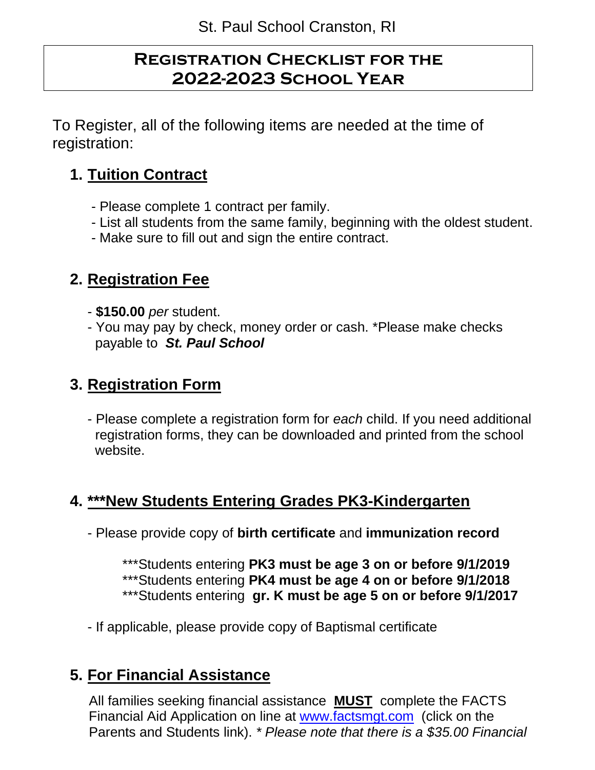St. Paul School Cranston, RI

# Registration Checklist for the 2022-2023 School Year

To Register, all of the following items are needed at the time of registration:

## 1. Tuition Contract

- Please complete 1 contract per family.
- List all students from the same family, beginning with the oldest student.
- Make sure to fill out and sign the entire contract.

## 2. Registration Fee

- **$150.00** *per* student.
- You may pay by check, money order or cash. *Please make checks payable to ***St. Paul School***

## 3. Registration Form

- Please complete a registration form for *each* child. If you need additional registration forms, they can be downloaded and printed from the school website.

## 4. ***New Students Entering Grades PK3-Kindergarten

- Please provide copy of **birth certificate** and **immunization record**

  ***Students entering **PK3 must be age 3 on or before 9/1/2019**
  ***Students entering **PK4 must be age 4 on or before 9/1/2018**
  ***Students entering **gr. K must be age 5 on or before 9/1/2017**

- If applicable, please provide copy of Baptismal certificate

## 5. For Financial Assistance

All families seeking financial assistance **MUST** complete the FACTS Financial Aid Application on line at www.factsmgt.com (click on the Parents and Students link). * *Please note that there is a $35.00 Financial*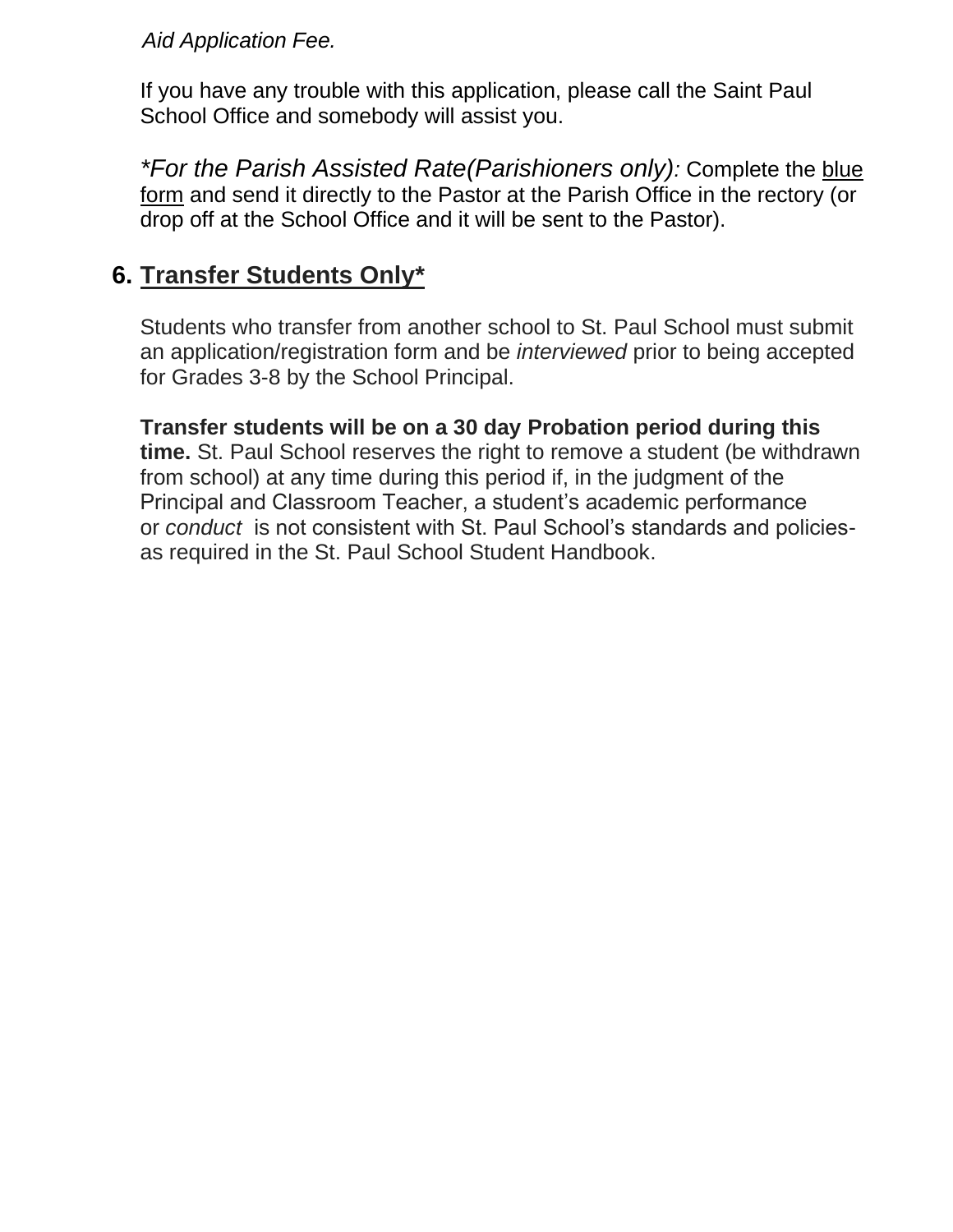*Aid Application Fee.*

If you have any trouble with this application, please call the Saint Paul School Office and somebody will assist you.

*\*For the Parish Assisted Rate(Parishioners only):* Complete the <u>blue form</u> and send it directly to the Pastor at the Parish Office in the rectory (or drop off at the School Office and it will be sent to the Pastor).

## 6. <u>Transfer Students Only*</u>

Students who transfer from another school to St. Paul School must submit an application/registration form and be *interviewed* prior to being accepted for Grades 3-8 by the School Principal.

**Transfer students will be on a 30 day Probation period during this time.** St. Paul School reserves the right to remove a student (be withdrawn from school) at any time during this period if, in the judgment of the Principal and Classroom Teacher, a student's academic performance or *conduct* is not consistent with St. Paul School's standards and policies- as required in the St. Paul School Student Handbook.